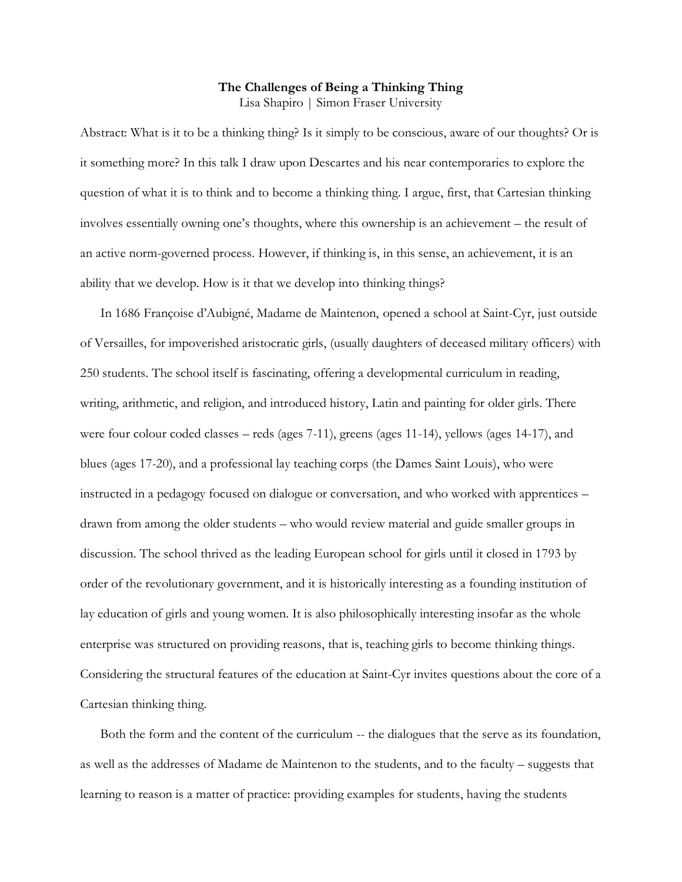**The Challenges of Being a Thinking Thing**

Lisa Shapiro | Simon Fraser University

Abstract: What is it to be a thinking thing? Is it simply to be conscious, aware of our thoughts? Or is it something more? In this talk I draw upon Descartes and his near contemporaries to explore the question of what it is to think and to become a thinking thing. I argue, first, that Cartesian thinking involves essentially owning one's thoughts, where this ownership is an achievement – the result of an active norm-governed process. However, if thinking is, in this sense, an achievement, it is an ability that we develop. How is it that we develop into thinking things?

In 1686 Françoise d'Aubigné, Madame de Maintenon, opened a school at Saint-Cyr, just outside of Versailles, for impoverished aristocratic girls, (usually daughters of deceased military officers) with 250 students. The school itself is fascinating, offering a developmental curriculum in reading, writing, arithmetic, and religion, and introduced history, Latin and painting for older girls. There were four colour coded classes – reds (ages 7-11), greens (ages 11-14), yellows (ages 14-17), and blues (ages 17-20), and a professional lay teaching corps (the Dames Saint Louis), who were instructed in a pedagogy focused on dialogue or conversation, and who worked with apprentices – drawn from among the older students – who would review material and guide smaller groups in discussion. The school thrived as the leading European school for girls until it closed in 1793 by order of the revolutionary government, and it is historically interesting as a founding institution of lay education of girls and young women. It is also philosophically interesting insofar as the whole enterprise was structured on providing reasons, that is, teaching girls to become thinking things. Considering the structural features of the education at Saint-Cyr invites questions about the core of a Cartesian thinking thing.

Both the form and the content of the curriculum -- the dialogues that the serve as its foundation, as well as the addresses of Madame de Maintenon to the students, and to the faculty – suggests that learning to reason is a matter of practice: providing examples for students, having the students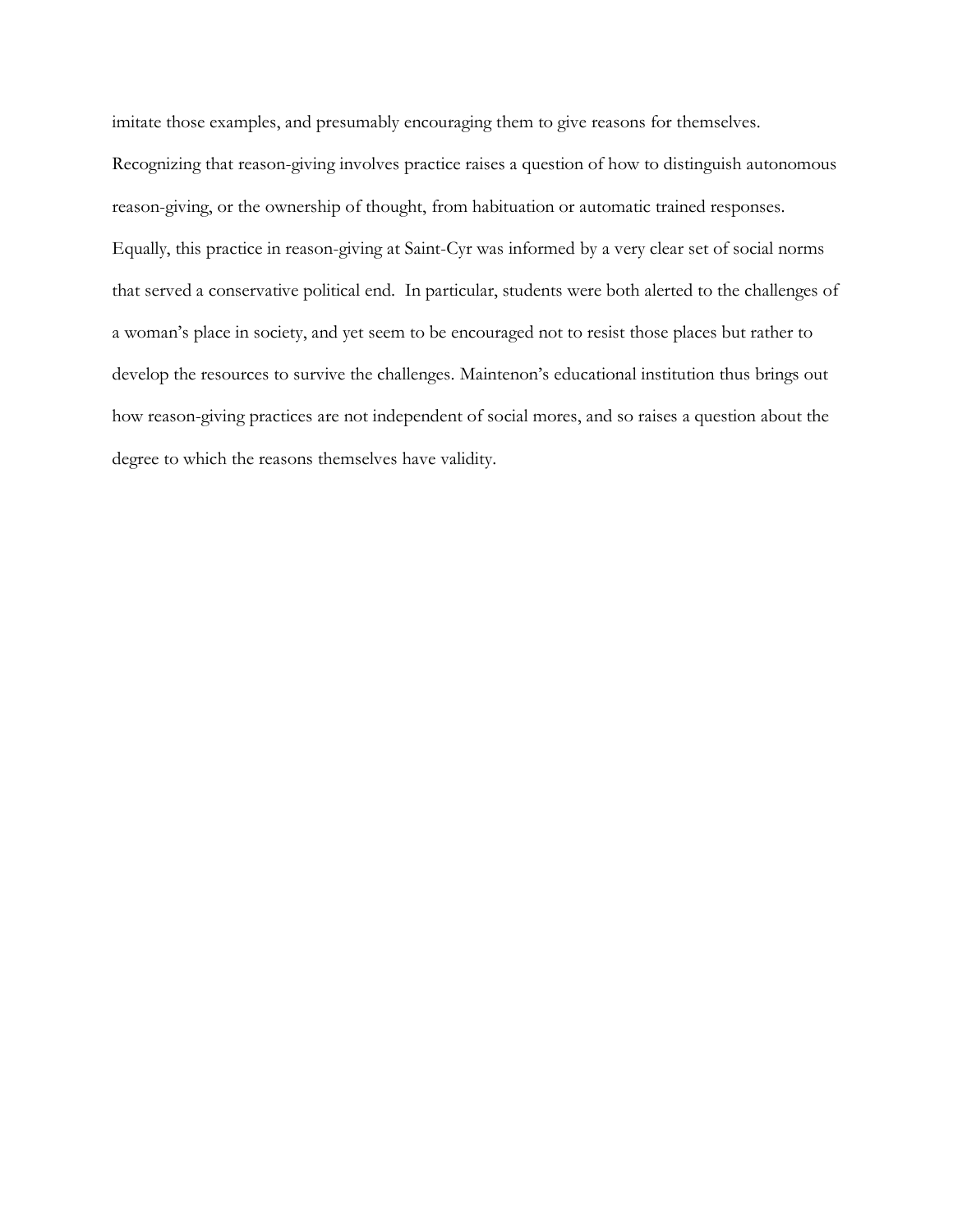imitate those examples, and presumably encouraging them to give reasons for themselves. Recognizing that reason-giving involves practice raises a question of how to distinguish autonomous reason-giving, or the ownership of thought, from habituation or automatic trained responses. Equally, this practice in reason-giving at Saint-Cyr was informed by a very clear set of social norms that served a conservative political end. In particular, students were both alerted to the challenges of a woman's place in society, and yet seem to be encouraged not to resist those places but rather to develop the resources to survive the challenges. Maintenon's educational institution thus brings out how reason-giving practices are not independent of social mores, and so raises a question about the degree to which the reasons themselves have validity.